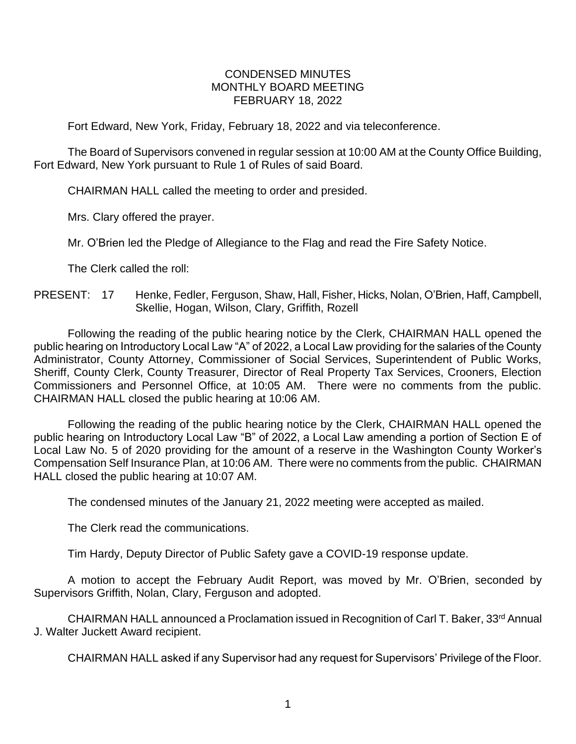CONDENSED MINUTES
MONTHLY BOARD MEETING
FEBRUARY 18, 2022

Fort Edward, New York, Friday, February 18, 2022 and via teleconference.

The Board of Supervisors convened in regular session at 10:00 AM at the County Office Building, Fort Edward, New York pursuant to Rule 1 of Rules of said Board.

CHAIRMAN HALL called the meeting to order and presided.

Mrs. Clary offered the prayer.

Mr. O'Brien led the Pledge of Allegiance to the Flag and read the Fire Safety Notice.

The Clerk called the roll:

PRESENT: 17 Henke, Fedler, Ferguson, Shaw, Hall, Fisher, Hicks, Nolan, O'Brien, Haff, Campbell, Skellie, Hogan, Wilson, Clary, Griffith, Rozell

Following the reading of the public hearing notice by the Clerk, CHAIRMAN HALL opened the public hearing on Introductory Local Law "A" of 2022, a Local Law providing for the salaries of the County Administrator, County Attorney, Commissioner of Social Services, Superintendent of Public Works, Sheriff, County Clerk, County Treasurer, Director of Real Property Tax Services, Crooners, Election Commissioners and Personnel Office, at 10:05 AM. There were no comments from the public. CHAIRMAN HALL closed the public hearing at 10:06 AM.

Following the reading of the public hearing notice by the Clerk, CHAIRMAN HALL opened the public hearing on Introductory Local Law "B" of 2022, a Local Law amending a portion of Section E of Local Law No. 5 of 2020 providing for the amount of a reserve in the Washington County Worker's Compensation Self Insurance Plan, at 10:06 AM. There were no comments from the public. CHAIRMAN HALL closed the public hearing at 10:07 AM.

The condensed minutes of the January 21, 2022 meeting were accepted as mailed.

The Clerk read the communications.

Tim Hardy, Deputy Director of Public Safety gave a COVID-19 response update.

A motion to accept the February Audit Report, was moved by Mr. O'Brien, seconded by Supervisors Griffith, Nolan, Clary, Ferguson and adopted.

CHAIRMAN HALL announced a Proclamation issued in Recognition of Carl T. Baker, 33rd Annual J. Walter Juckett Award recipient.

CHAIRMAN HALL asked if any Supervisor had any request for Supervisors' Privilege of the Floor.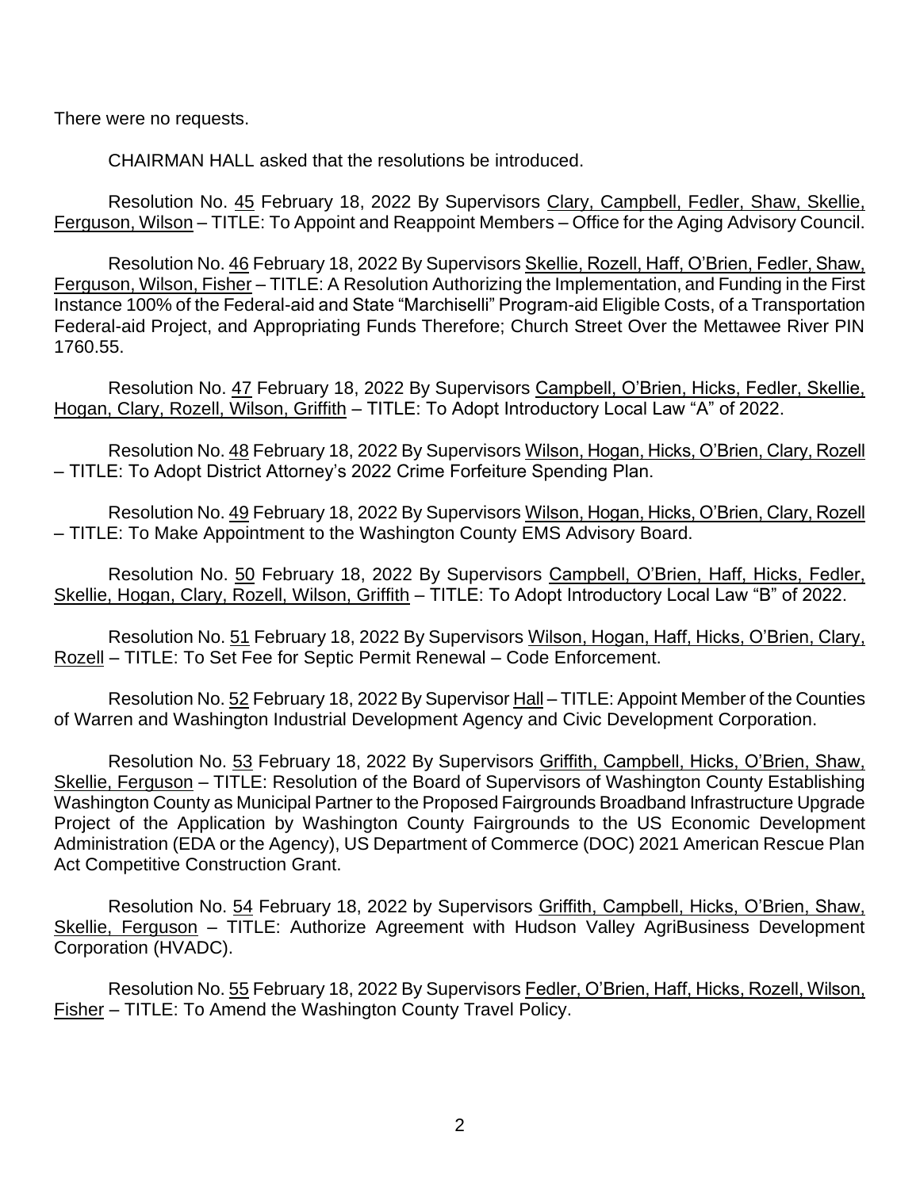There were no requests.

CHAIRMAN HALL asked that the resolutions be introduced.

Resolution No. 45 February 18, 2022 By Supervisors Clary, Campbell, Fedler, Shaw, Skellie, Ferguson, Wilson – TITLE: To Appoint and Reappoint Members – Office for the Aging Advisory Council.

Resolution No. 46 February 18, 2022 By Supervisors Skellie, Rozell, Haff, O'Brien, Fedler, Shaw, Ferguson, Wilson, Fisher – TITLE: A Resolution Authorizing the Implementation, and Funding in the First Instance 100% of the Federal-aid and State "Marchiselli" Program-aid Eligible Costs, of a Transportation Federal-aid Project, and Appropriating Funds Therefore; Church Street Over the Mettawee River PIN 1760.55.

Resolution No. 47 February 18, 2022 By Supervisors Campbell, O'Brien, Hicks, Fedler, Skellie, Hogan, Clary, Rozell, Wilson, Griffith – TITLE: To Adopt Introductory Local Law "A" of 2022.

Resolution No. 48 February 18, 2022 By Supervisors Wilson, Hogan, Hicks, O'Brien, Clary, Rozell – TITLE: To Adopt District Attorney's 2022 Crime Forfeiture Spending Plan.

Resolution No. 49 February 18, 2022 By Supervisors Wilson, Hogan, Hicks, O'Brien, Clary, Rozell – TITLE: To Make Appointment to the Washington County EMS Advisory Board.

Resolution No. 50 February 18, 2022 By Supervisors Campbell, O'Brien, Haff, Hicks, Fedler, Skellie, Hogan, Clary, Rozell, Wilson, Griffith – TITLE: To Adopt Introductory Local Law "B" of 2022.

Resolution No. 51 February 18, 2022 By Supervisors Wilson, Hogan, Haff, Hicks, O'Brien, Clary, Rozell – TITLE: To Set Fee for Septic Permit Renewal – Code Enforcement.

Resolution No. 52 February 18, 2022 By Supervisor Hall – TITLE: Appoint Member of the Counties of Warren and Washington Industrial Development Agency and Civic Development Corporation.

Resolution No. 53 February 18, 2022 By Supervisors Griffith, Campbell, Hicks, O'Brien, Shaw, Skellie, Ferguson – TITLE: Resolution of the Board of Supervisors of Washington County Establishing Washington County as Municipal Partner to the Proposed Fairgrounds Broadband Infrastructure Upgrade Project of the Application by Washington County Fairgrounds to the US Economic Development Administration (EDA or the Agency), US Department of Commerce (DOC) 2021 American Rescue Plan Act Competitive Construction Grant.

Resolution No. 54 February 18, 2022 by Supervisors Griffith, Campbell, Hicks, O'Brien, Shaw, Skellie, Ferguson – TITLE: Authorize Agreement with Hudson Valley AgriBusiness Development Corporation (HVADC).

Resolution No. 55 February 18, 2022 By Supervisors Fedler, O'Brien, Haff, Hicks, Rozell, Wilson, Fisher – TITLE: To Amend the Washington County Travel Policy.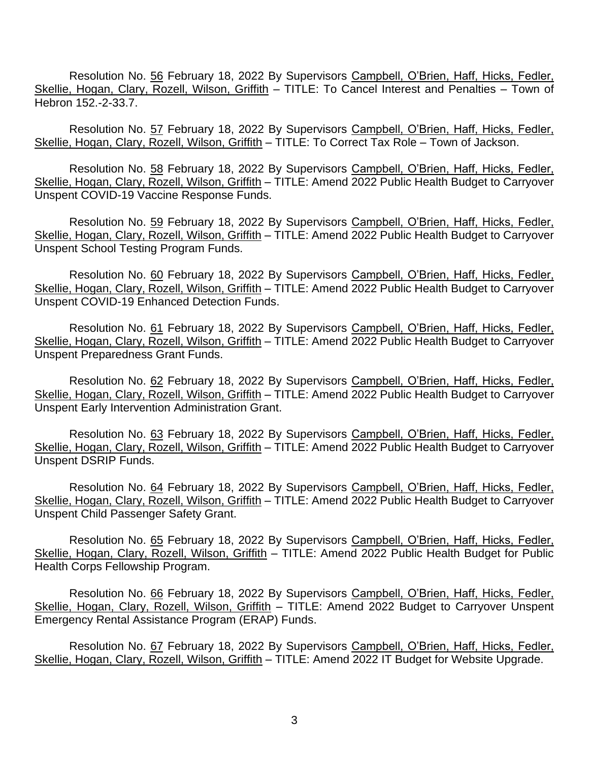Resolution No. 56 February 18, 2022 By Supervisors Campbell, O'Brien, Haff, Hicks, Fedler, Skellie, Hogan, Clary, Rozell, Wilson, Griffith – TITLE: To Cancel Interest and Penalties – Town of Hebron 152.-2-33.7.

Resolution No. 57 February 18, 2022 By Supervisors Campbell, O'Brien, Haff, Hicks, Fedler, Skellie, Hogan, Clary, Rozell, Wilson, Griffith – TITLE: To Correct Tax Role – Town of Jackson.

Resolution No. 58 February 18, 2022 By Supervisors Campbell, O'Brien, Haff, Hicks, Fedler, Skellie, Hogan, Clary, Rozell, Wilson, Griffith – TITLE: Amend 2022 Public Health Budget to Carryover Unspent COVID-19 Vaccine Response Funds.

Resolution No. 59 February 18, 2022 By Supervisors Campbell, O'Brien, Haff, Hicks, Fedler, Skellie, Hogan, Clary, Rozell, Wilson, Griffith – TITLE: Amend 2022 Public Health Budget to Carryover Unspent School Testing Program Funds.

Resolution No. 60 February 18, 2022 By Supervisors Campbell, O'Brien, Haff, Hicks, Fedler, Skellie, Hogan, Clary, Rozell, Wilson, Griffith – TITLE: Amend 2022 Public Health Budget to Carryover Unspent COVID-19 Enhanced Detection Funds.

Resolution No. 61 February 18, 2022 By Supervisors Campbell, O'Brien, Haff, Hicks, Fedler, Skellie, Hogan, Clary, Rozell, Wilson, Griffith – TITLE: Amend 2022 Public Health Budget to Carryover Unspent Preparedness Grant Funds.

Resolution No. 62 February 18, 2022 By Supervisors Campbell, O'Brien, Haff, Hicks, Fedler, Skellie, Hogan, Clary, Rozell, Wilson, Griffith – TITLE: Amend 2022 Public Health Budget to Carryover Unspent Early Intervention Administration Grant.

Resolution No. 63 February 18, 2022 By Supervisors Campbell, O'Brien, Haff, Hicks, Fedler, Skellie, Hogan, Clary, Rozell, Wilson, Griffith – TITLE: Amend 2022 Public Health Budget to Carryover Unspent DSRIP Funds.

Resolution No. 64 February 18, 2022 By Supervisors Campbell, O'Brien, Haff, Hicks, Fedler, Skellie, Hogan, Clary, Rozell, Wilson, Griffith – TITLE: Amend 2022 Public Health Budget to Carryover Unspent Child Passenger Safety Grant.

Resolution No. 65 February 18, 2022 By Supervisors Campbell, O'Brien, Haff, Hicks, Fedler, Skellie, Hogan, Clary, Rozell, Wilson, Griffith – TITLE: Amend 2022 Public Health Budget for Public Health Corps Fellowship Program.

Resolution No. 66 February 18, 2022 By Supervisors Campbell, O'Brien, Haff, Hicks, Fedler, Skellie, Hogan, Clary, Rozell, Wilson, Griffith – TITLE: Amend 2022 Budget to Carryover Unspent Emergency Rental Assistance Program (ERAP) Funds.

Resolution No. 67 February 18, 2022 By Supervisors Campbell, O'Brien, Haff, Hicks, Fedler, Skellie, Hogan, Clary, Rozell, Wilson, Griffith – TITLE: Amend 2022 IT Budget for Website Upgrade.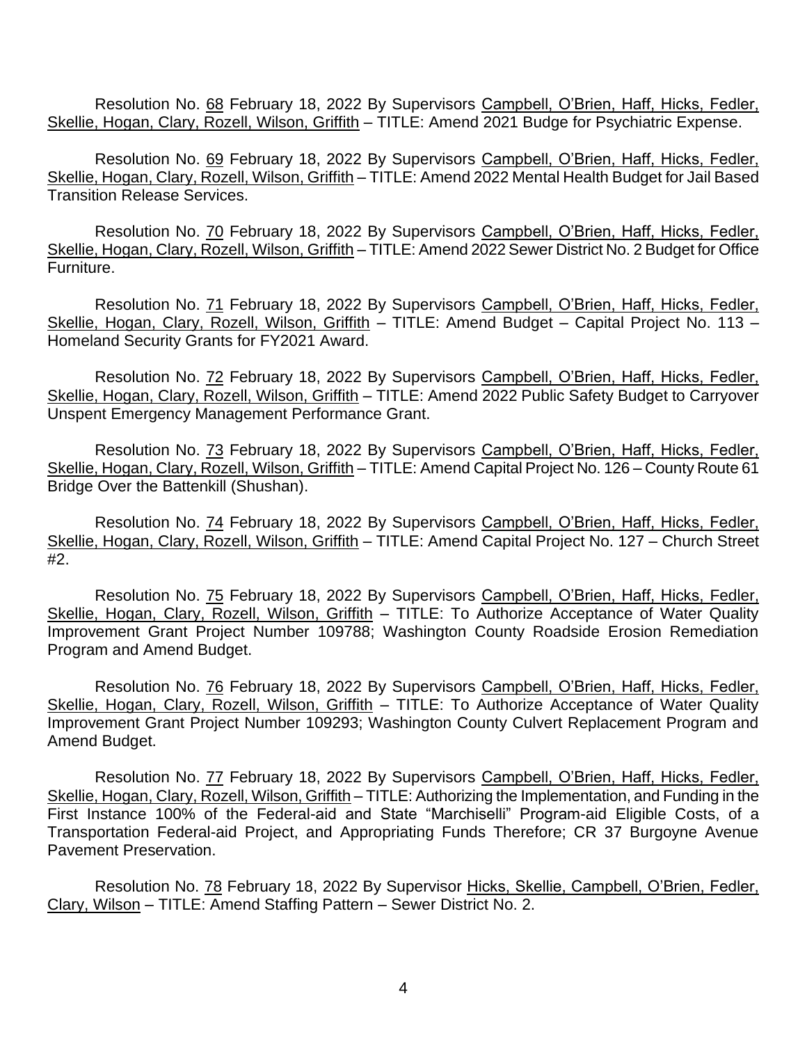Resolution No. 68 February 18, 2022 By Supervisors Campbell, O'Brien, Haff, Hicks, Fedler, Skellie, Hogan, Clary, Rozell, Wilson, Griffith – TITLE: Amend 2021 Budge for Psychiatric Expense.

Resolution No. 69 February 18, 2022 By Supervisors Campbell, O'Brien, Haff, Hicks, Fedler, Skellie, Hogan, Clary, Rozell, Wilson, Griffith – TITLE: Amend 2022 Mental Health Budget for Jail Based Transition Release Services.

Resolution No. 70 February 18, 2022 By Supervisors Campbell, O'Brien, Haff, Hicks, Fedler, Skellie, Hogan, Clary, Rozell, Wilson, Griffith – TITLE: Amend 2022 Sewer District No. 2 Budget for Office Furniture.

Resolution No. 71 February 18, 2022 By Supervisors Campbell, O'Brien, Haff, Hicks, Fedler, Skellie, Hogan, Clary, Rozell, Wilson, Griffith – TITLE: Amend Budget – Capital Project No. 113 – Homeland Security Grants for FY2021 Award.

Resolution No. 72 February 18, 2022 By Supervisors Campbell, O'Brien, Haff, Hicks, Fedler, Skellie, Hogan, Clary, Rozell, Wilson, Griffith – TITLE: Amend 2022 Public Safety Budget to Carryover Unspent Emergency Management Performance Grant.

Resolution No. 73 February 18, 2022 By Supervisors Campbell, O'Brien, Haff, Hicks, Fedler, Skellie, Hogan, Clary, Rozell, Wilson, Griffith – TITLE: Amend Capital Project No. 126 – County Route 61 Bridge Over the Battenkill (Shushan).

Resolution No. 74 February 18, 2022 By Supervisors Campbell, O'Brien, Haff, Hicks, Fedler, Skellie, Hogan, Clary, Rozell, Wilson, Griffith – TITLE: Amend Capital Project No. 127 – Church Street #2.

Resolution No. 75 February 18, 2022 By Supervisors Campbell, O'Brien, Haff, Hicks, Fedler, Skellie, Hogan, Clary, Rozell, Wilson, Griffith – TITLE: To Authorize Acceptance of Water Quality Improvement Grant Project Number 109788; Washington County Roadside Erosion Remediation Program and Amend Budget.

Resolution No. 76 February 18, 2022 By Supervisors Campbell, O'Brien, Haff, Hicks, Fedler, Skellie, Hogan, Clary, Rozell, Wilson, Griffith – TITLE: To Authorize Acceptance of Water Quality Improvement Grant Project Number 109293; Washington County Culvert Replacement Program and Amend Budget.

Resolution No. 77 February 18, 2022 By Supervisors Campbell, O'Brien, Haff, Hicks, Fedler, Skellie, Hogan, Clary, Rozell, Wilson, Griffith – TITLE: Authorizing the Implementation, and Funding in the First Instance 100% of the Federal-aid and State "Marchiselli" Program-aid Eligible Costs, of a Transportation Federal-aid Project, and Appropriating Funds Therefore; CR 37 Burgoyne Avenue Pavement Preservation.

Resolution No. 78 February 18, 2022 By Supervisor Hicks, Skellie, Campbell, O'Brien, Fedler, Clary, Wilson – TITLE: Amend Staffing Pattern – Sewer District No. 2.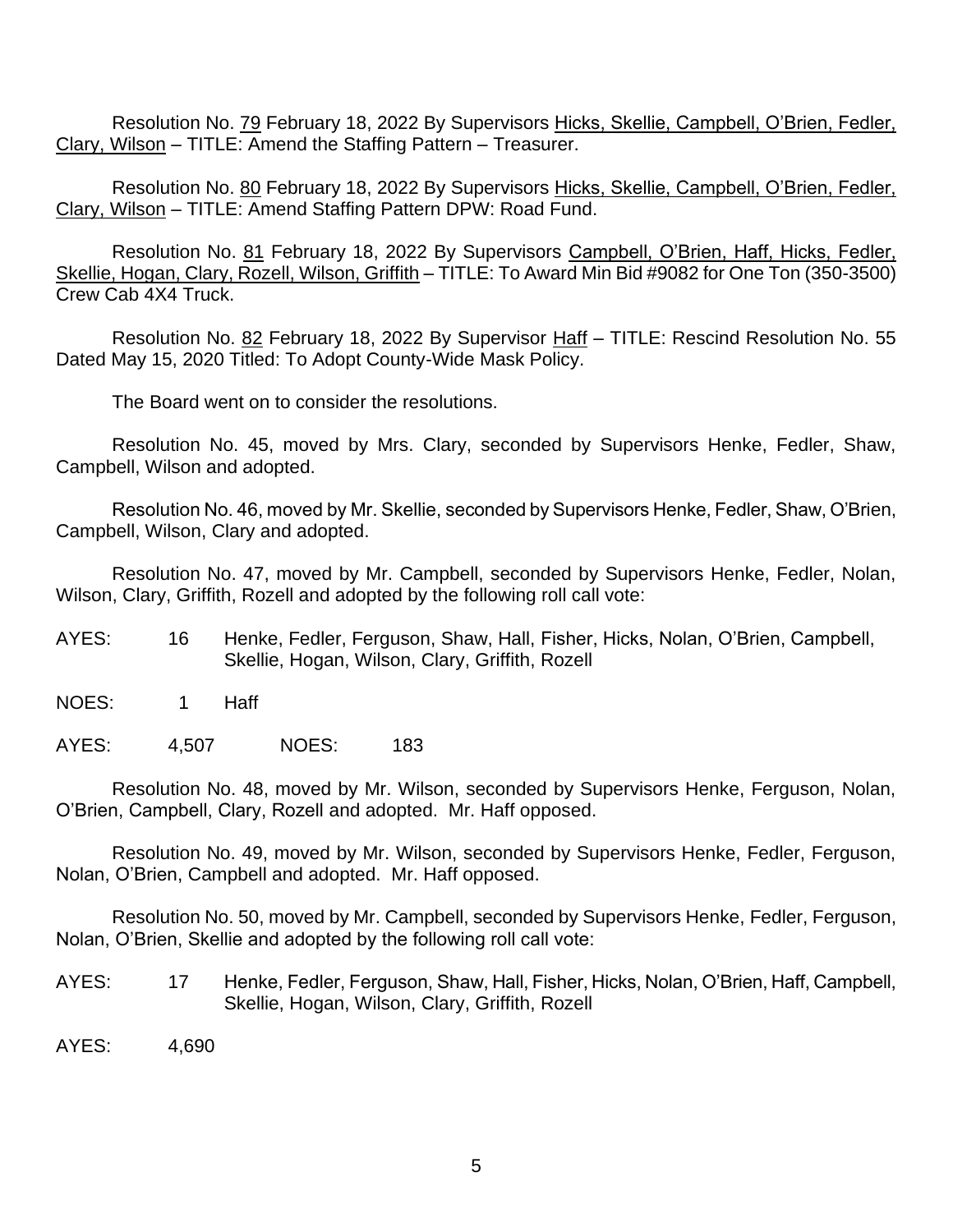Resolution No. 79 February 18, 2022 By Supervisors Hicks, Skellie, Campbell, O'Brien, Fedler, Clary, Wilson – TITLE: Amend the Staffing Pattern – Treasurer.

Resolution No. 80 February 18, 2022 By Supervisors Hicks, Skellie, Campbell, O'Brien, Fedler, Clary, Wilson – TITLE: Amend Staffing Pattern DPW: Road Fund.

Resolution No. 81 February 18, 2022 By Supervisors Campbell, O'Brien, Haff, Hicks, Fedler, Skellie, Hogan, Clary, Rozell, Wilson, Griffith – TITLE: To Award Min Bid #9082 for One Ton (350-3500) Crew Cab 4X4 Truck.

Resolution No. 82 February 18, 2022 By Supervisor Haff – TITLE: Rescind Resolution No. 55 Dated May 15, 2020 Titled: To Adopt County-Wide Mask Policy.

The Board went on to consider the resolutions.

Resolution No. 45, moved by Mrs. Clary, seconded by Supervisors Henke, Fedler, Shaw, Campbell, Wilson and adopted.

Resolution No. 46, moved by Mr. Skellie, seconded by Supervisors Henke, Fedler, Shaw, O'Brien, Campbell, Wilson, Clary and adopted.

Resolution No. 47, moved by Mr. Campbell, seconded by Supervisors Henke, Fedler, Nolan, Wilson, Clary, Griffith, Rozell and adopted by the following roll call vote:

AYES: 16 Henke, Fedler, Ferguson, Shaw, Hall, Fisher, Hicks, Nolan, O'Brien, Campbell, Skellie, Hogan, Wilson, Clary, Griffith, Rozell

NOES: 1 Haff

AYES: 4,507 NOES: 183

Resolution No. 48, moved by Mr. Wilson, seconded by Supervisors Henke, Ferguson, Nolan, O'Brien, Campbell, Clary, Rozell and adopted. Mr. Haff opposed.

Resolution No. 49, moved by Mr. Wilson, seconded by Supervisors Henke, Fedler, Ferguson, Nolan, O'Brien, Campbell and adopted. Mr. Haff opposed.

Resolution No. 50, moved by Mr. Campbell, seconded by Supervisors Henke, Fedler, Ferguson, Nolan, O'Brien, Skellie and adopted by the following roll call vote:

AYES: 17 Henke, Fedler, Ferguson, Shaw, Hall, Fisher, Hicks, Nolan, O'Brien, Haff, Campbell, Skellie, Hogan, Wilson, Clary, Griffith, Rozell

AYES: 4,690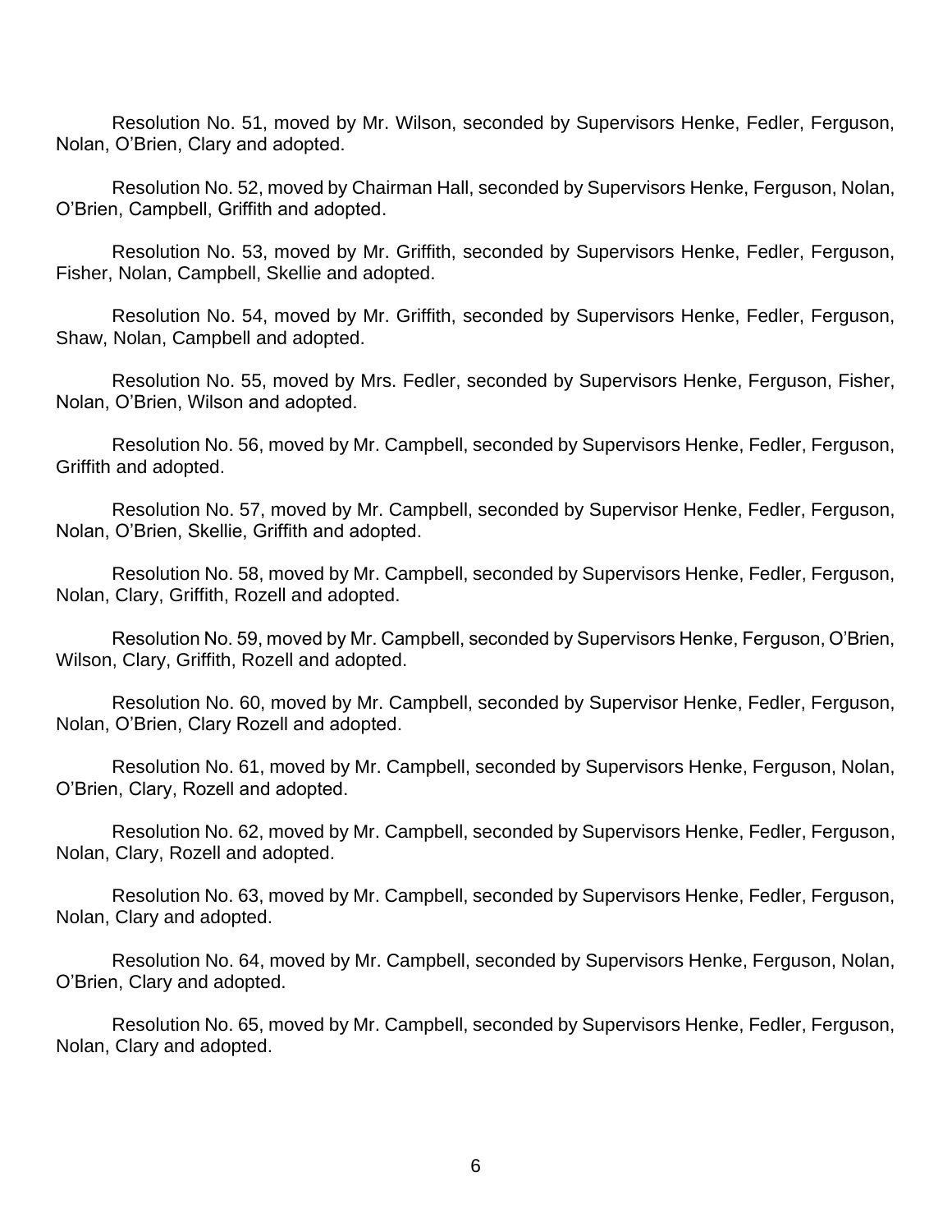Resolution No. 51, moved by Mr. Wilson, seconded by Supervisors Henke, Fedler, Ferguson, Nolan, O'Brien, Clary and adopted.

Resolution No. 52, moved by Chairman Hall, seconded by Supervisors Henke, Ferguson, Nolan, O'Brien, Campbell, Griffith and adopted.

Resolution No. 53, moved by Mr. Griffith, seconded by Supervisors Henke, Fedler, Ferguson, Fisher, Nolan, Campbell, Skellie and adopted.

Resolution No. 54, moved by Mr. Griffith, seconded by Supervisors Henke, Fedler, Ferguson, Shaw, Nolan, Campbell and adopted.

Resolution No. 55, moved by Mrs. Fedler, seconded by Supervisors Henke, Ferguson, Fisher, Nolan, O'Brien, Wilson and adopted.

Resolution No. 56, moved by Mr. Campbell, seconded by Supervisors Henke, Fedler, Ferguson, Griffith and adopted.

Resolution No. 57, moved by Mr. Campbell, seconded by Supervisor Henke, Fedler, Ferguson, Nolan, O'Brien, Skellie, Griffith and adopted.

Resolution No. 58, moved by Mr. Campbell, seconded by Supervisors Henke, Fedler, Ferguson, Nolan, Clary, Griffith, Rozell and adopted.

Resolution No. 59, moved by Mr. Campbell, seconded by Supervisors Henke, Ferguson, O'Brien, Wilson, Clary, Griffith, Rozell and adopted.

Resolution No. 60, moved by Mr. Campbell, seconded by Supervisor Henke, Fedler, Ferguson, Nolan, O'Brien, Clary Rozell and adopted.

Resolution No. 61, moved by Mr. Campbell, seconded by Supervisors Henke, Ferguson, Nolan, O'Brien, Clary, Rozell and adopted.

Resolution No. 62, moved by Mr. Campbell, seconded by Supervisors Henke, Fedler, Ferguson, Nolan, Clary, Rozell and adopted.

Resolution No. 63, moved by Mr. Campbell, seconded by Supervisors Henke, Fedler, Ferguson, Nolan, Clary and adopted.

Resolution No. 64, moved by Mr. Campbell, seconded by Supervisors Henke, Ferguson, Nolan, O'Brien, Clary and adopted.

Resolution No. 65, moved by Mr. Campbell, seconded by Supervisors Henke, Fedler, Ferguson, Nolan, Clary and adopted.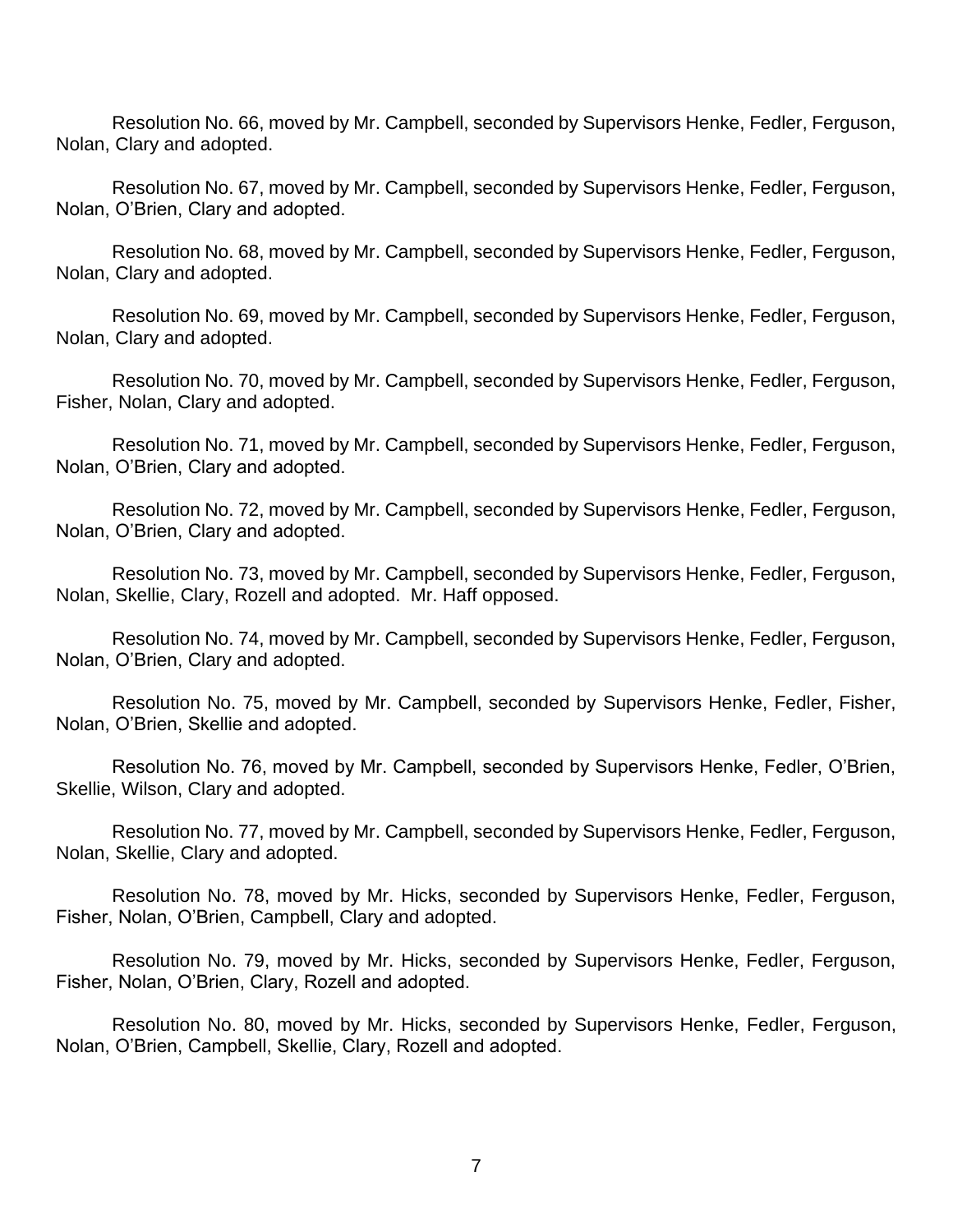Resolution No. 66, moved by Mr. Campbell, seconded by Supervisors Henke, Fedler, Ferguson, Nolan, Clary and adopted.

Resolution No. 67, moved by Mr. Campbell, seconded by Supervisors Henke, Fedler, Ferguson, Nolan, O'Brien, Clary and adopted.

Resolution No. 68, moved by Mr. Campbell, seconded by Supervisors Henke, Fedler, Ferguson, Nolan, Clary and adopted.

Resolution No. 69, moved by Mr. Campbell, seconded by Supervisors Henke, Fedler, Ferguson, Nolan, Clary and adopted.

Resolution No. 70, moved by Mr. Campbell, seconded by Supervisors Henke, Fedler, Ferguson, Fisher, Nolan, Clary and adopted.

Resolution No. 71, moved by Mr. Campbell, seconded by Supervisors Henke, Fedler, Ferguson, Nolan, O'Brien, Clary and adopted.

Resolution No. 72, moved by Mr. Campbell, seconded by Supervisors Henke, Fedler, Ferguson, Nolan, O'Brien, Clary and adopted.

Resolution No. 73, moved by Mr. Campbell, seconded by Supervisors Henke, Fedler, Ferguson, Nolan, Skellie, Clary, Rozell and adopted. Mr. Haff opposed.

Resolution No. 74, moved by Mr. Campbell, seconded by Supervisors Henke, Fedler, Ferguson, Nolan, O'Brien, Clary and adopted.

Resolution No. 75, moved by Mr. Campbell, seconded by Supervisors Henke, Fedler, Fisher, Nolan, O'Brien, Skellie and adopted.

Resolution No. 76, moved by Mr. Campbell, seconded by Supervisors Henke, Fedler, O'Brien, Skellie, Wilson, Clary and adopted.

Resolution No. 77, moved by Mr. Campbell, seconded by Supervisors Henke, Fedler, Ferguson, Nolan, Skellie, Clary and adopted.

Resolution No. 78, moved by Mr. Hicks, seconded by Supervisors Henke, Fedler, Ferguson, Fisher, Nolan, O'Brien, Campbell, Clary and adopted.

Resolution No. 79, moved by Mr. Hicks, seconded by Supervisors Henke, Fedler, Ferguson, Fisher, Nolan, O'Brien, Clary, Rozell and adopted.

Resolution No. 80, moved by Mr. Hicks, seconded by Supervisors Henke, Fedler, Ferguson, Nolan, O'Brien, Campbell, Skellie, Clary, Rozell and adopted.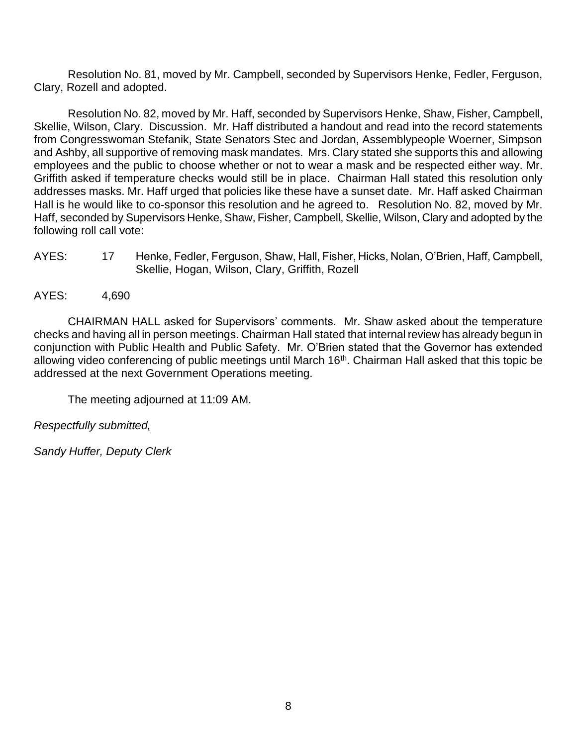Resolution No. 81, moved by Mr. Campbell, seconded by Supervisors Henke, Fedler, Ferguson, Clary, Rozell and adopted.

Resolution No. 82, moved by Mr. Haff, seconded by Supervisors Henke, Shaw, Fisher, Campbell, Skellie, Wilson, Clary. Discussion. Mr. Haff distributed a handout and read into the record statements from Congresswoman Stefanik, State Senators Stec and Jordan, Assemblypeople Woerner, Simpson and Ashby, all supportive of removing mask mandates. Mrs. Clary stated she supports this and allowing employees and the public to choose whether or not to wear a mask and be respected either way. Mr. Griffith asked if temperature checks would still be in place. Chairman Hall stated this resolution only addresses masks. Mr. Haff urged that policies like these have a sunset date. Mr. Haff asked Chairman Hall is he would like to co-sponsor this resolution and he agreed to. Resolution No. 82, moved by Mr. Haff, seconded by Supervisors Henke, Shaw, Fisher, Campbell, Skellie, Wilson, Clary and adopted by the following roll call vote:

AYES: 17 Henke, Fedler, Ferguson, Shaw, Hall, Fisher, Hicks, Nolan, O'Brien, Haff, Campbell, Skellie, Hogan, Wilson, Clary, Griffith, Rozell

AYES: 4,690

CHAIRMAN HALL asked for Supervisors' comments. Mr. Shaw asked about the temperature checks and having all in person meetings. Chairman Hall stated that internal review has already begun in conjunction with Public Health and Public Safety. Mr. O'Brien stated that the Governor has extended allowing video conferencing of public meetings until March 16th. Chairman Hall asked that this topic be addressed at the next Government Operations meeting.

The meeting adjourned at 11:09 AM.

*Respectfully submitted,*

*Sandy Huffer, Deputy Clerk*